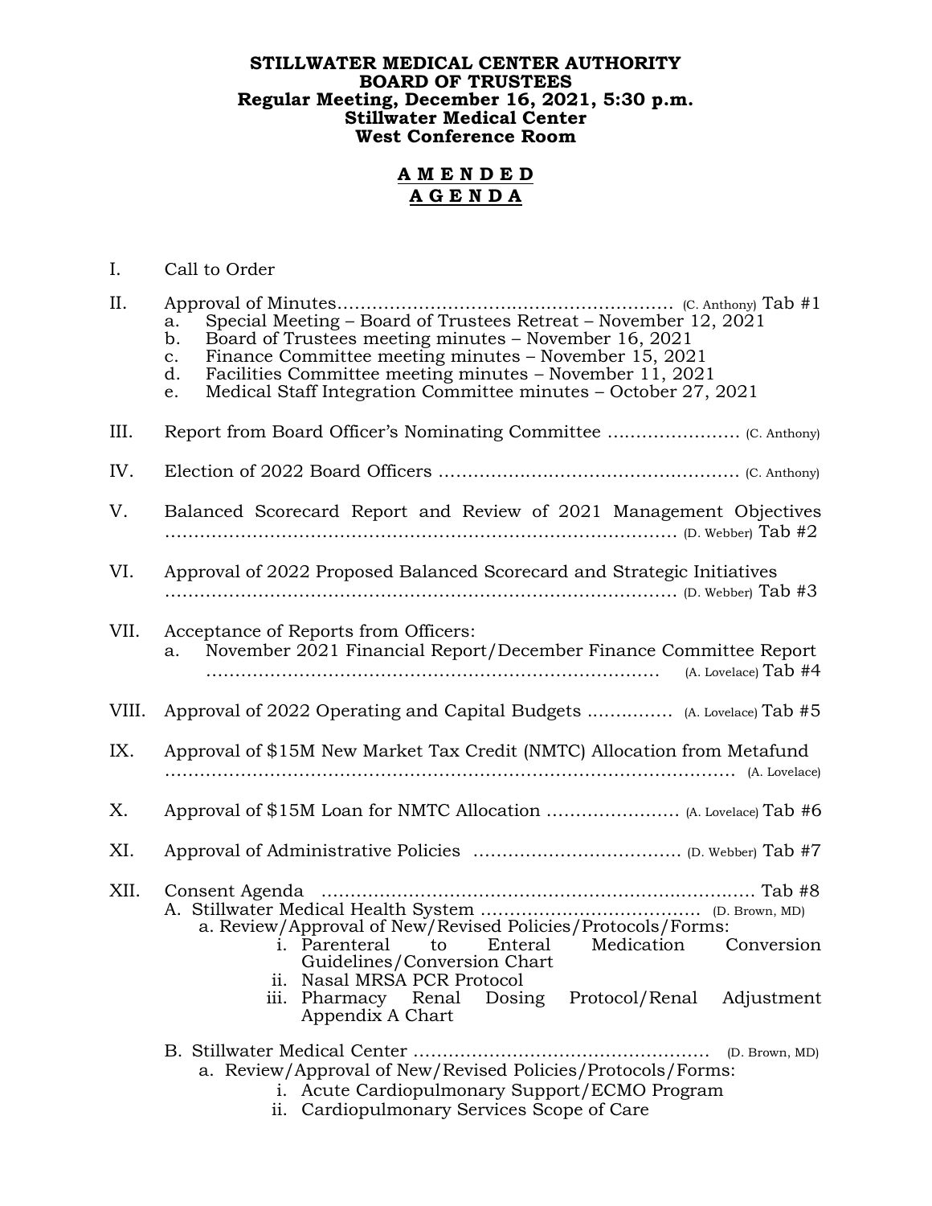**STILLWATER MEDICAL CENTER AUTHORITY**
**BOARD OF TRUSTEES**
**Regular Meeting, December 16, 2021, 5:30 p.m.**
**Stillwater Medical Center**
**West Conference Room**

**A M E N D E D**
**A G E N D A**

I. Call to Order

II. Approval of Minutes………………………………………………… (C. Anthony) Tab #1
   a. Special Meeting – Board of Trustees Retreat – November 12, 2021
   b. Board of Trustees meeting minutes – November 16, 2021
   c. Finance Committee meeting minutes – November 15, 2021
   d. Facilities Committee meeting minutes – November 11, 2021
   e. Medical Staff Integration Committee minutes – October 27, 2021

III. Report from Board Officer's Nominating Committee ………………… (C. Anthony)

IV. Election of 2022 Board Officers …………………………………………… (C. Anthony)

V. Balanced Scorecard Report and Review of 2021 Management Objectives ……………………………………………………………………………… (D. Webber) Tab #2

VI. Approval of 2022 Proposed Balanced Scorecard and Strategic Initiatives ……………………………………………………………………………… (D. Webber) Tab #3

VII. Acceptance of Reports from Officers:
   a. November 2021 Financial Report/December Finance Committee Report ………………………………………………………………… (A. Lovelace) Tab #4

VIII. Approval of 2022 Operating and Capital Budgets …………… (A. Lovelace) Tab #5

IX. Approval of $15M New Market Tax Credit (NMTC) Allocation from Metafund ……………………………………………………………………………………… (A. Lovelace)

X. Approval of $15M Loan for NMTC Allocation …………………… (A. Lovelace) Tab #6

XI. Approval of Administrative Policies ……………………………… (D. Webber) Tab #7

XII. Consent Agenda ………………………………………………………………… Tab #8
   A. Stillwater Medical Health System ………………………………… (D. Brown, MD)
      a. Review/Approval of New/Revised Policies/Protocols/Forms:
         i. Parenteral to Enteral Medication Conversion Guidelines/Conversion Chart
         ii. Nasal MRSA PCR Protocol
         iii. Pharmacy Renal Dosing Protocol/Renal Adjustment Appendix A Chart

   B. Stillwater Medical Center …………………………………………… (D. Brown, MD)
      a. Review/Approval of New/Revised Policies/Protocols/Forms:
         i. Acute Cardiopulmonary Support/ECMO Program
         ii. Cardiopulmonary Services Scope of Care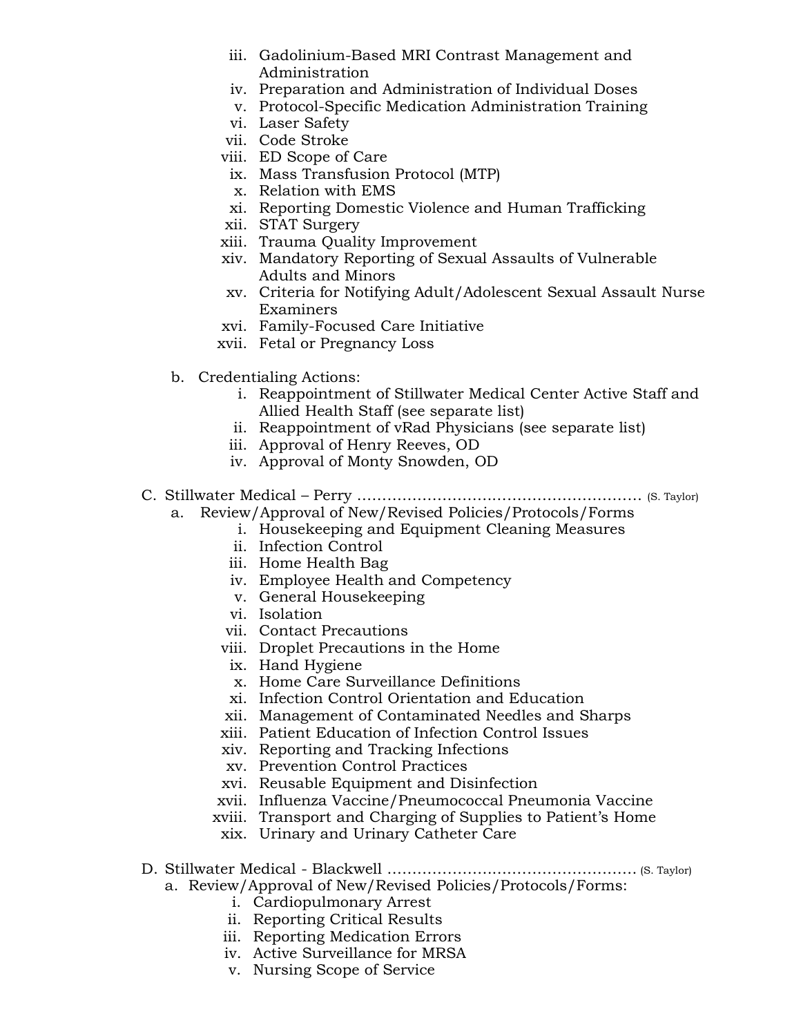iii. Gadolinium-Based MRI Contrast Management and Administration
iv. Preparation and Administration of Individual Doses
v. Protocol-Specific Medication Administration Training
vi. Laser Safety
vii. Code Stroke
viii. ED Scope of Care
ix. Mass Transfusion Protocol (MTP)
x. Relation with EMS
xi. Reporting Domestic Violence and Human Trafficking
xii. STAT Surgery
xiii. Trauma Quality Improvement
xiv. Mandatory Reporting of Sexual Assaults of Vulnerable Adults and Minors
xv. Criteria for Notifying Adult/Adolescent Sexual Assault Nurse Examiners
xvi. Family-Focused Care Initiative
xvii. Fetal or Pregnancy Loss

b. Credentialing Actions:
   i. Reappointment of Stillwater Medical Center Active Staff and Allied Health Staff (see separate list)
   ii. Reappointment of vRad Physicians (see separate list)
   iii. Approval of Henry Reeves, OD
   iv. Approval of Monty Snowden, OD

C. Stillwater Medical – Perry ………………………………………………… (S. Taylor)
   a. Review/Approval of New/Revised Policies/Protocols/Forms
      i. Housekeeping and Equipment Cleaning Measures
      ii. Infection Control
      iii. Home Health Bag
      iv. Employee Health and Competency
      v. General Housekeeping
      vi. Isolation
      vii. Contact Precautions
      viii. Droplet Precautions in the Home
      ix. Hand Hygiene
      x. Home Care Surveillance Definitions
      xi. Infection Control Orientation and Education
      xii. Management of Contaminated Needles and Sharps
      xiii. Patient Education of Infection Control Issues
      xiv. Reporting and Tracking Infections
      xv. Prevention Control Practices
      xvi. Reusable Equipment and Disinfection
      xvii. Influenza Vaccine/Pneumococcal Pneumonia Vaccine
      xviii. Transport and Charging of Supplies to Patient's Home
      xix. Urinary and Urinary Catheter Care

D. Stillwater Medical - Blackwell ………………………………………… (S. Taylor)
   a. Review/Approval of New/Revised Policies/Protocols/Forms:
      i. Cardiopulmonary Arrest
      ii. Reporting Critical Results
      iii. Reporting Medication Errors
      iv. Active Surveillance for MRSA
      v. Nursing Scope of Service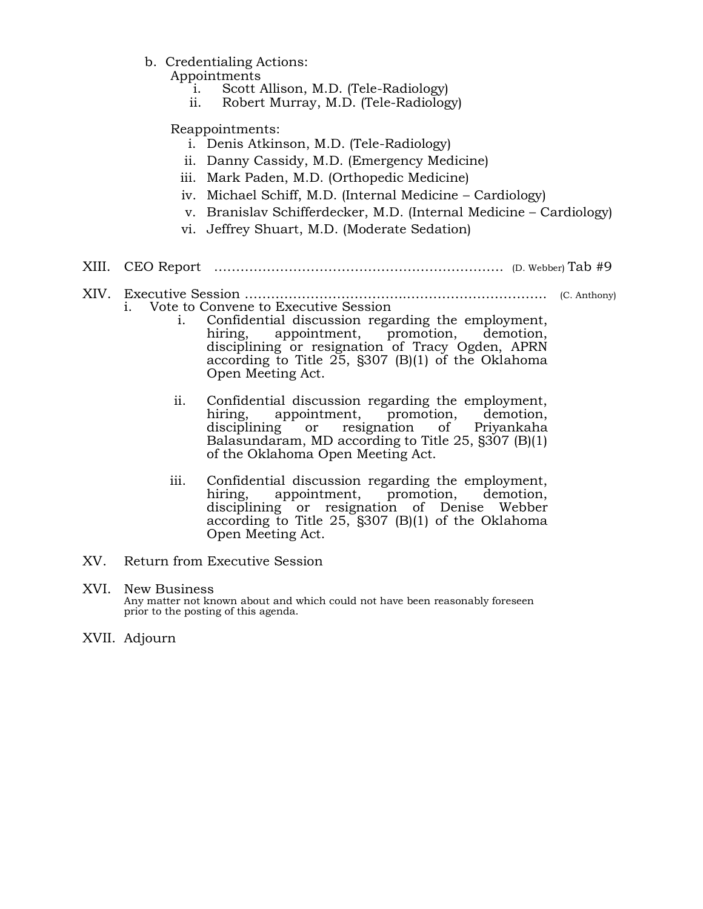b. Credentialing Actions:

   Appointments

   i. Scott Allison, M.D. (Tele-Radiology)
   ii. Robert Murray, M.D. (Tele-Radiology)

   Reappointments:

   i. Denis Atkinson, M.D. (Tele-Radiology)
   ii. Danny Cassidy, M.D. (Emergency Medicine)
   iii. Mark Paden, M.D. (Orthopedic Medicine)
   iv. Michael Schiff, M.D. (Internal Medicine – Cardiology)
   v. Branislav Schifferdecker, M.D. (Internal Medicine – Cardiology)
   vi. Jeffrey Shuart, M.D. (Moderate Sedation)

XIII. CEO Report ………………………………………………………… (D. Webber) Tab #9

XIV. Executive Session …………………………………………………………… (C. Anthony)

i. Vote to Convene to Executive Session

   i. Confidential discussion regarding the employment, hiring, appointment, promotion, demotion, disciplining or resignation of Tracy Ogden, APRN according to Title 25, §307 (B)(1) of the Oklahoma Open Meeting Act.

   ii. Confidential discussion regarding the employment, hiring, appointment, promotion, demotion, disciplining or resignation of Priyankaha Balasundaram, MD according to Title 25, §307 (B)(1) of the Oklahoma Open Meeting Act.

   iii. Confidential discussion regarding the employment, hiring, appointment, promotion, demotion, disciplining or resignation of Denise Webber according to Title 25, §307 (B)(1) of the Oklahoma Open Meeting Act.

XV. Return from Executive Session

XVI. New Business

Any matter not known about and which could not have been reasonably foreseen prior to the posting of this agenda.

XVII. Adjourn